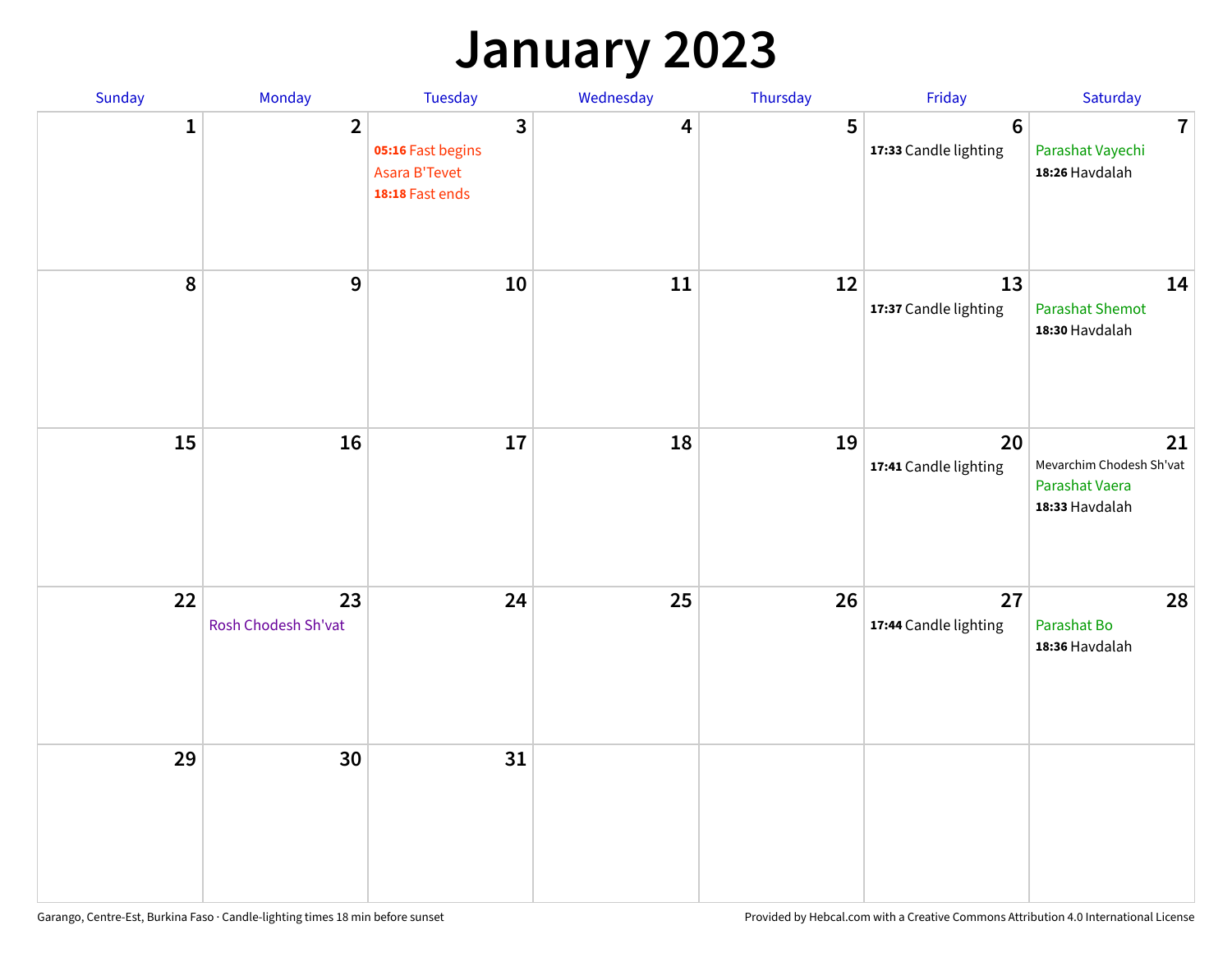# January 2023

| Sunday | Monday | Tuesday | Wednesday | Thursday | Friday | Saturday |
|---|---|---|---|---|---|---|
| 1 | 2 | 3<br>**05:16** Fast begins<br>Asara B'Tevet<br>**18:18** Fast ends | 4 | 5 | 6<br>**17:33** Candle lighting | 7<br>Parashat Vayechi<br>**18:26** Havdalah |
| 8 | 9 | 10 | 11 | 12 | 13<br>**17:37** Candle lighting | 14<br>Parashat Shemot<br>**18:30** Havdalah |
| 15 | 16 | 17 | 18 | 19 | 20<br>**17:41** Candle lighting | 21<br>Mevarchim Chodesh Sh'vat<br>Parashat Vaera<br>**18:33** Havdalah |
| 22 | 23<br>Rosh Chodesh Sh'vat | 24 | 25 | 26 | 27<br>**17:44** Candle lighting | 28<br>Parashat Bo<br>**18:36** Havdalah |
| 29 | 30 | 31 | | | | |

Garango, Centre-Est, Burkina Faso · Candle-lighting times 18 min before sunset

Provided by Hebcal.com with a Creative Commons Attribution 4.0 International License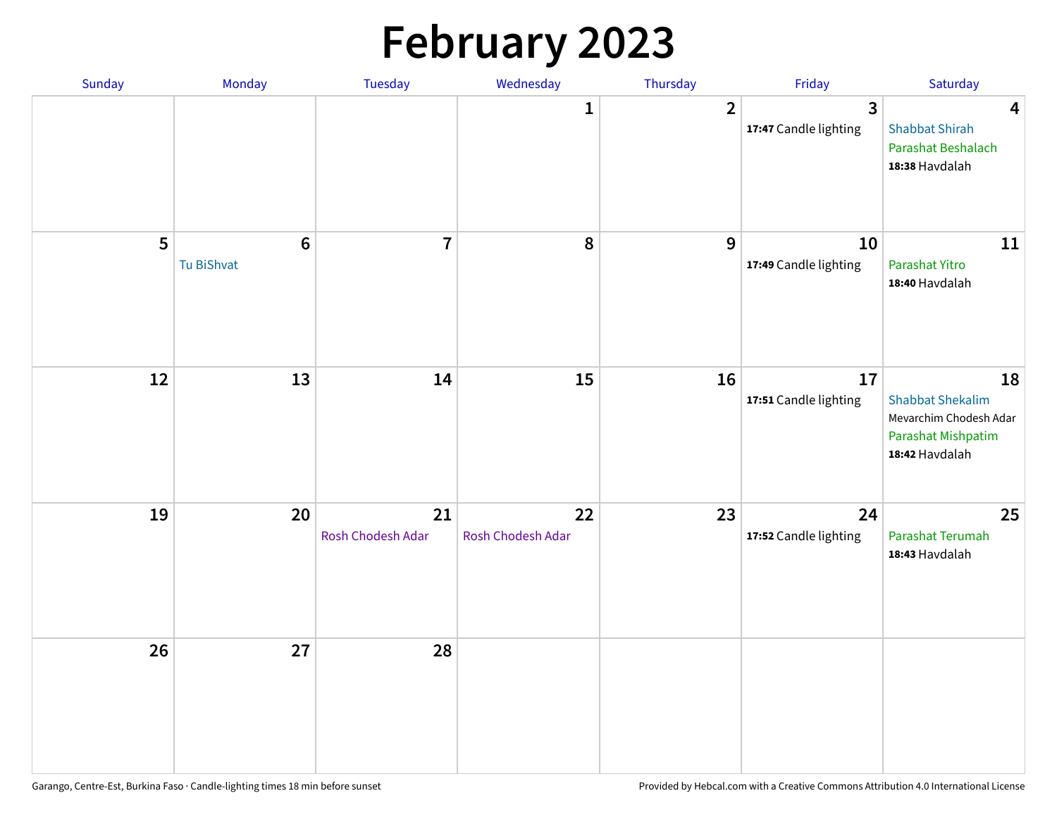# February 2023

| Sunday | Monday | Tuesday | Wednesday | Thursday | Friday | Saturday |
|---|---|---|---|---|---|---|
| | | | 1 | 2 | 3<br>**17:47** Candle lighting | 4<br>Shabbat Shirah<br>Parashat Beshalach<br>**18:38** Havdalah |
| 5 | 6<br>Tu BiShvat | 7 | 8 | 9 | 10<br>**17:49** Candle lighting | 11<br>Parashat Yitro<br>**18:40** Havdalah |
| 12 | 13 | 14 | 15 | 16 | 17<br>**17:51** Candle lighting | 18<br>Shabbat Shekalim<br>Mevarchim Chodesh Adar<br>Parashat Mishpatim<br>**18:42** Havdalah |
| 19 | 20 | 21<br>Rosh Chodesh Adar | 22<br>Rosh Chodesh Adar | 23 | 24<br>**17:52** Candle lighting | 25<br>Parashat Terumah<br>**18:43** Havdalah |
| 26 | 27 | 28 | | | | |

Garango, Centre-Est, Burkina Faso · Candle-lighting times 18 min before sunset

Provided by Hebcal.com with a Creative Commons Attribution 4.0 International License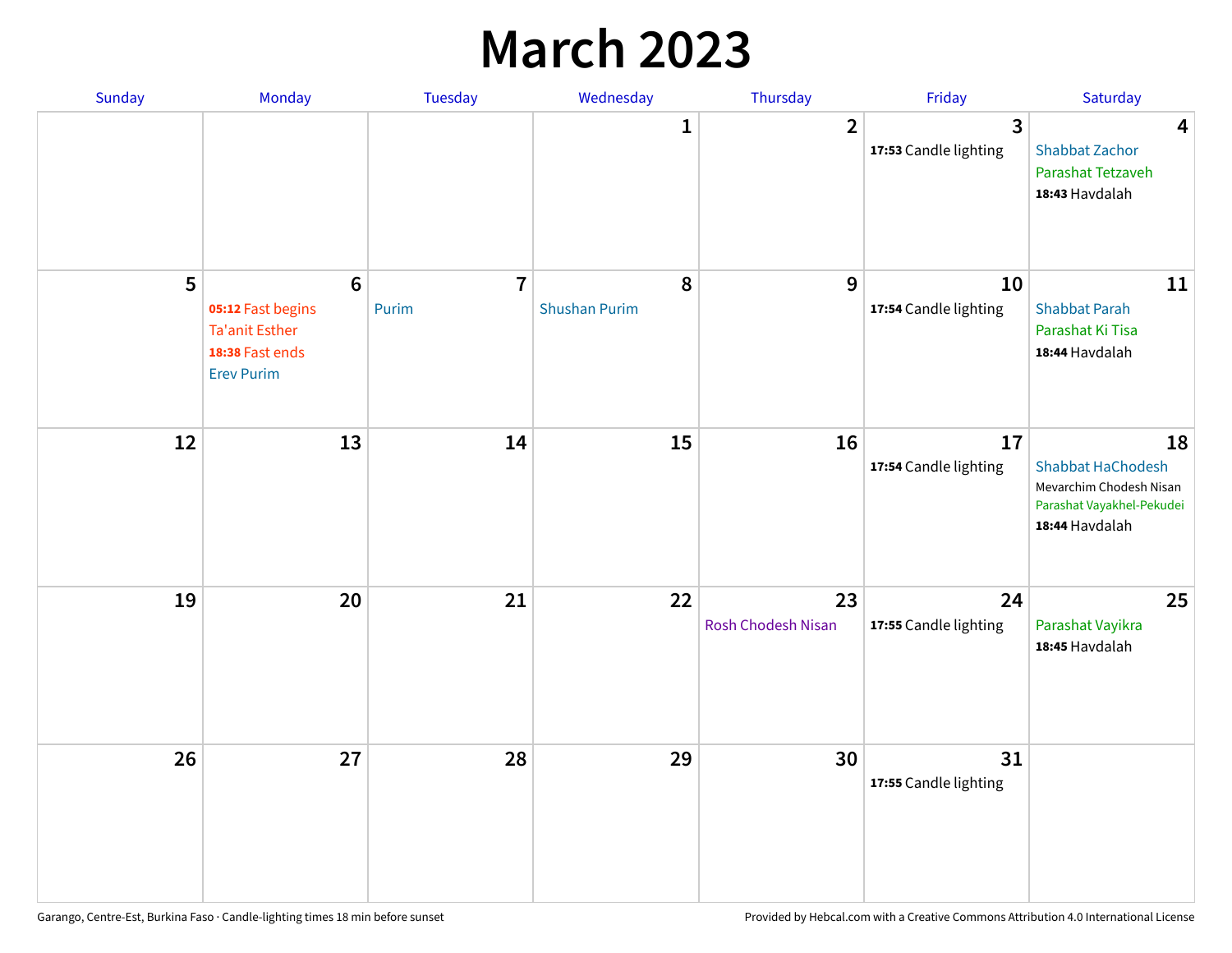# March 2023

| Sunday | Monday | Tuesday | Wednesday | Thursday | Friday | Saturday |
|---|---|---|---|---|---|---|
| | | | 1 | 2 | 3<br>**17:53** Candle lighting | 4<br>Shabbat Zachor<br>Parashat Tetzaveh<br>**18:43** Havdalah |
| 5 | 6<br>**05:12** Fast begins<br>Ta'anit Esther<br>**18:38** Fast ends<br>Erev Purim | 7<br>Purim | 8<br>Shushan Purim | 9 | 10<br>**17:54** Candle lighting | 11<br>Shabbat Parah<br>Parashat Ki Tisa<br>**18:44** Havdalah |
| 12 | 13 | 14 | 15 | 16 | 17<br>**17:54** Candle lighting | 18<br>Shabbat HaChodesh<br>Mevarchim Chodesh Nisan<br>Parashat Vayakhel-Pekudei<br>**18:44** Havdalah |
| 19 | 20 | 21 | 22 | 23<br>Rosh Chodesh Nisan | 24<br>**17:55** Candle lighting | 25<br>Parashat Vayikra<br>**18:45** Havdalah |
| 26 | 27 | 28 | 29 | 30 | 31<br>**17:55** Candle lighting | |

Garango, Centre-Est, Burkina Faso · Candle-lighting times 18 min before sunset

Provided by Hebcal.com with a Creative Commons Attribution 4.0 International License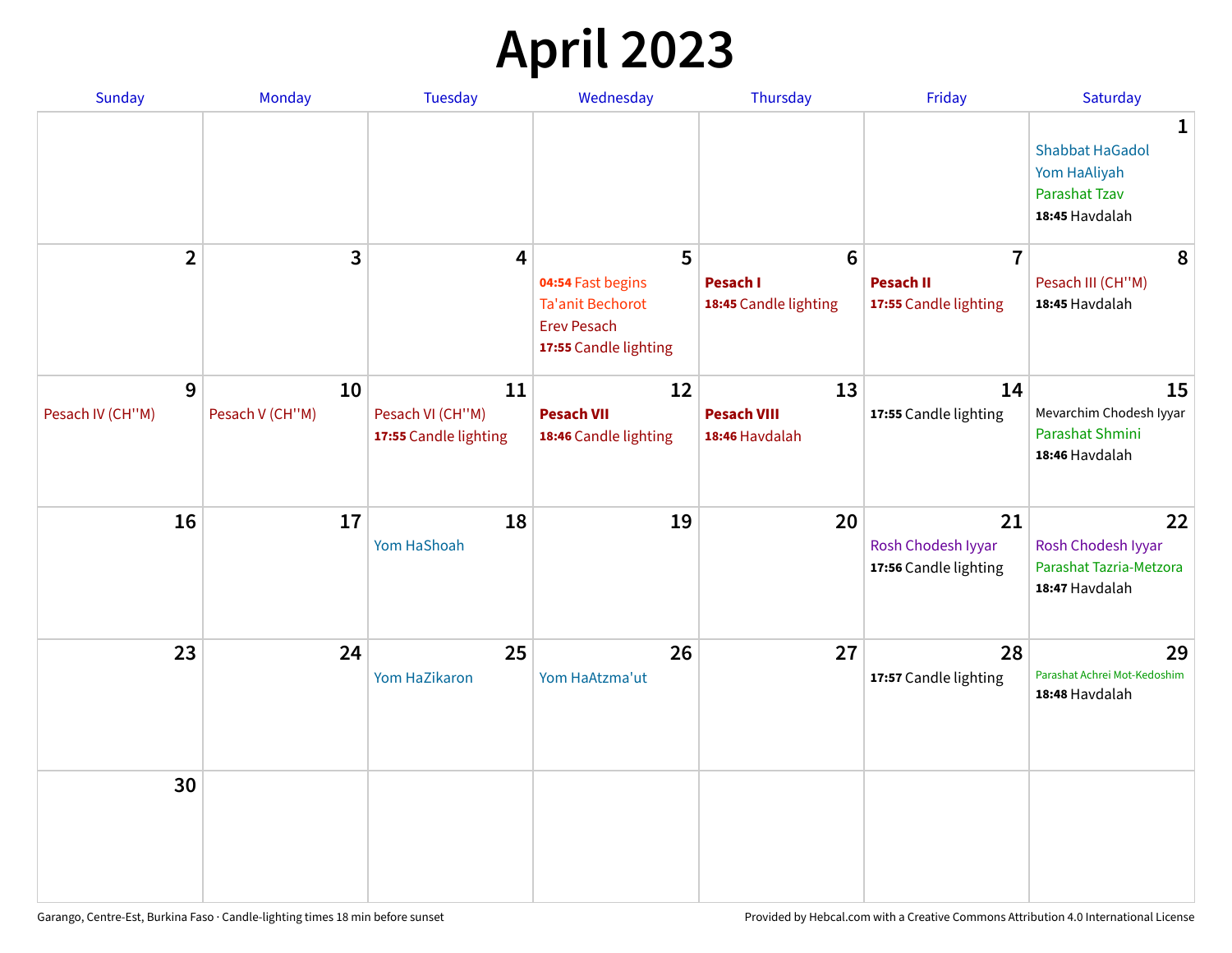# April 2023

| Sunday | Monday | Tuesday | Wednesday | Thursday | Friday | Saturday |
|---|---|---|---|---|---|---|
| | | | | | | **1**<br>Shabbat HaGadol<br>Yom HaAliyah<br>Parashat Tzav<br>**18:45** Havdalah |
| **2** | **3** | **4** | **5**<br>**04:54** Fast begins<br>Ta'anit Bechorot<br>Erev Pesach<br>**17:55** Candle lighting | **6**<br>**Pesach I**<br>**18:45** Candle lighting | **7**<br>**Pesach II**<br>**17:55** Candle lighting | **8**<br>Pesach III (CH''M)<br>**18:45** Havdalah |
| **9**<br>Pesach IV (CH''M) | **10**<br>Pesach V (CH''M) | **11**<br>Pesach VI (CH''M)<br>**17:55** Candle lighting | **12**<br>**Pesach VII**<br>**18:46** Candle lighting | **13**<br>**Pesach VIII**<br>**18:46** Havdalah | **14**<br>**17:55** Candle lighting | **15**<br>Mevarchim Chodesh Iyyar<br>Parashat Shmini<br>**18:46** Havdalah |
| **16** | **17** | **18**<br>Yom HaShoah | **19** | **20** | **21**<br>Rosh Chodesh Iyyar<br>**17:56** Candle lighting | **22**<br>Rosh Chodesh Iyyar<br>Parashat Tazria-Metzora<br>**18:47** Havdalah |
| **23** | **24** | **25**<br>Yom HaZikaron | **26**<br>Yom HaAtzma'ut | **27** | **28**<br>**17:57** Candle lighting | **29**<br>Parashat Achrei Mot-Kedoshim<br>**18:48** Havdalah |
| **30** | | | | | | |

Garango, Centre-Est, Burkina Faso · Candle-lighting times 18 min before sunset

Provided by Hebcal.com with a Creative Commons Attribution 4.0 International License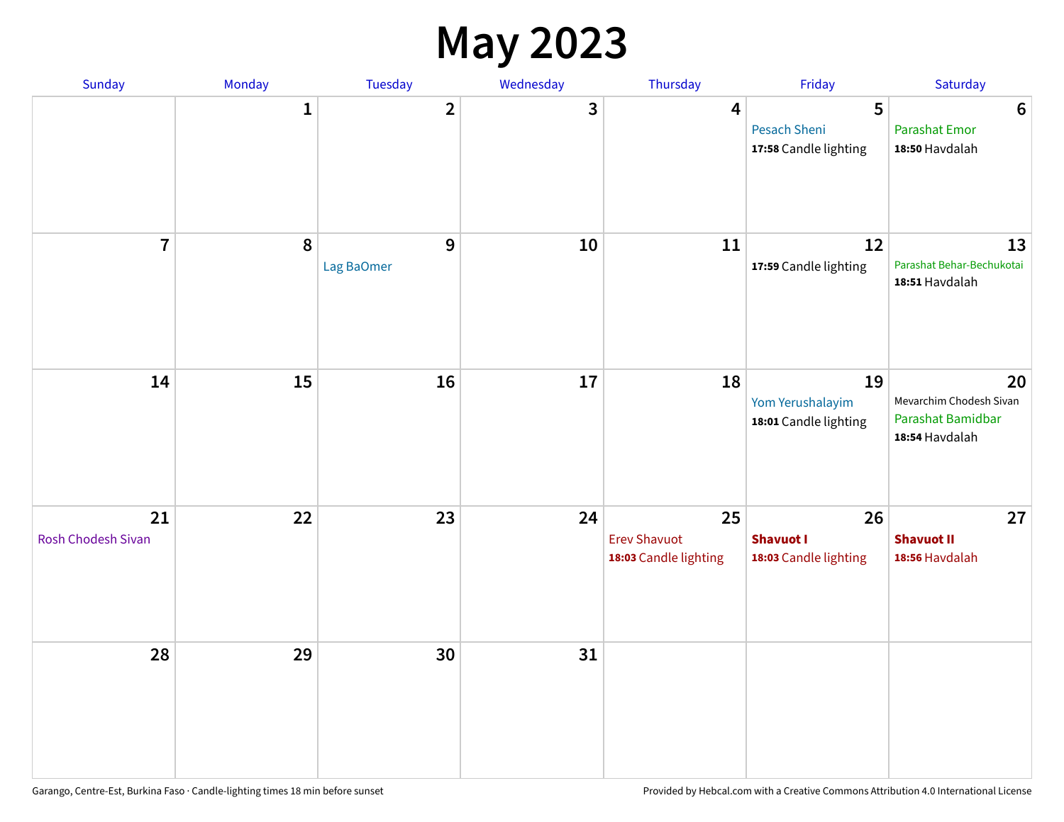# May 2023

| Sunday | Monday | Tuesday | Wednesday | Thursday | Friday | Saturday |
|---|---|---|---|---|---|---|
| | 1 | 2 | 3 | 4 | 5<br>Pesach Sheni<br>**17:58** Candle lighting | 6<br>Parashat Emor<br>**18:50** Havdalah |
| 7 | 8 | 9<br>Lag BaOmer | 10 | 11 | 12<br>**17:59** Candle lighting | 13<br>Parashat Behar-Bechukotai<br>**18:51** Havdalah |
| 14 | 15 | 16 | 17 | 18 | 19<br>Yom Yerushalayim<br>**18:01** Candle lighting | 20<br>Mevarchim Chodesh Sivan<br>Parashat Bamidbar<br>**18:54** Havdalah |
| 21<br>Rosh Chodesh Sivan | 22 | 23 | 24 | 25<br>Erev Shavuot<br>**18:03** Candle lighting | 26<br>**Shavuot I**<br>**18:03** Candle lighting | 27<br>**Shavuot II**<br>**18:56** Havdalah |
| 28 | 29 | 30 | 31 | | | |

Garango, Centre-Est, Burkina Faso · Candle-lighting times 18 min before sunset

Provided by Hebcal.com with a Creative Commons Attribution 4.0 International License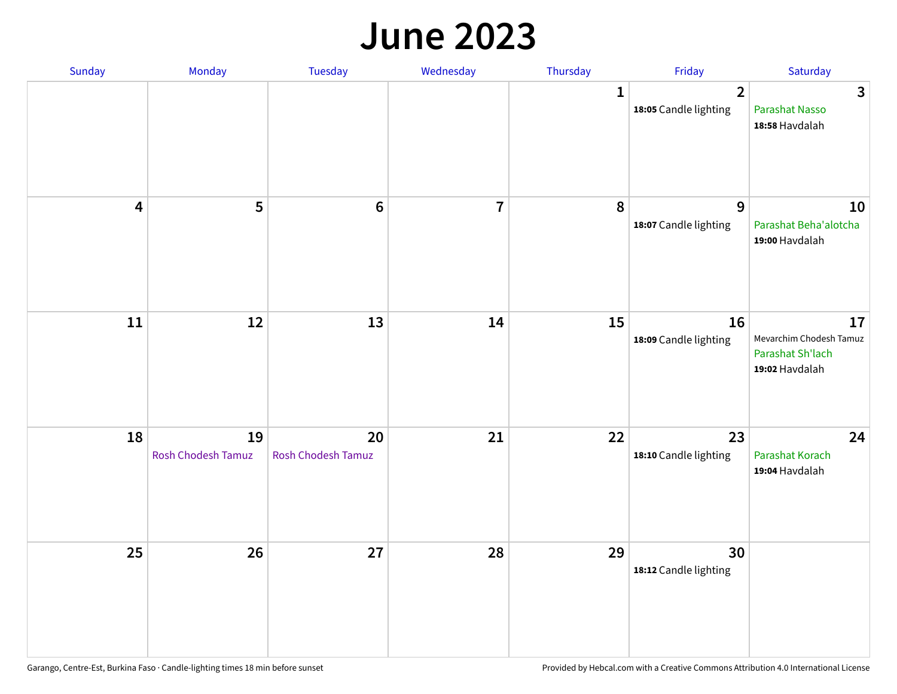# June 2023

| Sunday | Monday | Tuesday | Wednesday | Thursday | Friday | Saturday |
|---|---|---|---|---|---|---|
| | | | | 1 | 2<br>**18:05** Candle lighting | 3<br>Parashat Nasso<br>**18:58** Havdalah |
| 4 | 5 | 6 | 7 | 8 | 9<br>**18:07** Candle lighting | 10<br>Parashat Beha'alotcha<br>**19:00** Havdalah |
| 11 | 12 | 13 | 14 | 15 | 16<br>**18:09** Candle lighting | 17<br>Mevarchim Chodesh Tamuz<br>Parashat Sh'lach<br>**19:02** Havdalah |
| 18 | 19<br>Rosh Chodesh Tamuz | 20<br>Rosh Chodesh Tamuz | 21 | 22 | 23<br>**18:10** Candle lighting | 24<br>Parashat Korach<br>**19:04** Havdalah |
| 25 | 26 | 27 | 28 | 29 | 30<br>**18:12** Candle lighting | |

Garango, Centre-Est, Burkina Faso · Candle-lighting times 18 min before sunset

Provided by Hebcal.com with a Creative Commons Attribution 4.0 International License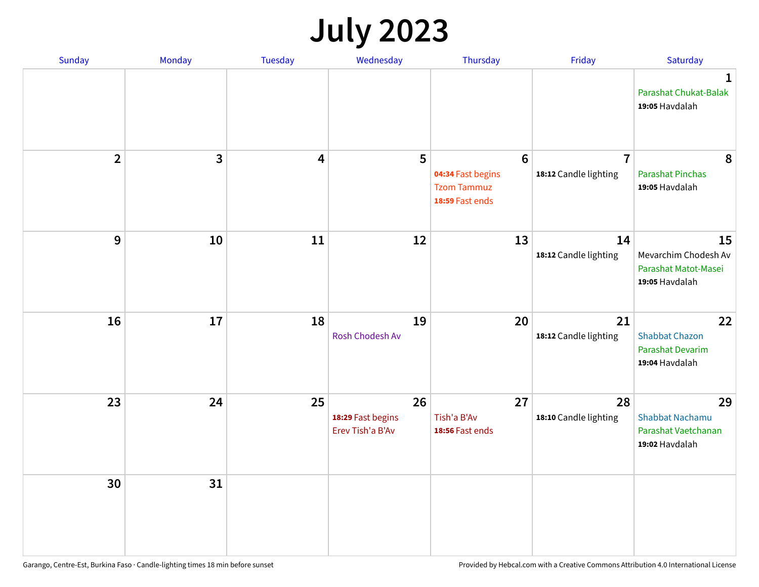# July 2023

| Sunday | Monday | Tuesday | Wednesday | Thursday | Friday | Saturday |
|---|---|---|---|---|---|---|
| | | | | | | **1** Parashat Chukat-Balak **19:05** Havdalah |
| **2** | **3** | **4** | **5** | **6** **04:34** Fast begins Tzom Tammuz **18:59** Fast ends | **7** **18:12** Candle lighting | **8** Parashat Pinchas **19:05** Havdalah |
| **9** | **10** | **11** | **12** | **13** | **14** **18:12** Candle lighting | **15** Mevarchim Chodesh Av Parashat Matot-Masei **19:05** Havdalah |
| **16** | **17** | **18** | **19** Rosh Chodesh Av | **20** | **21** **18:12** Candle lighting | **22** Shabbat Chazon Parashat Devarim **19:04** Havdalah |
| **23** | **24** | **25** | **26** **18:29** Fast begins Erev Tish'a B'Av | **27** Tish'a B'Av **18:56** Fast ends | **28** **18:10** Candle lighting | **29** Shabbat Nachamu Parashat Vaetchanan **19:02** Havdalah |
| **30** | **31** | | | | | |

Garango, Centre-Est, Burkina Faso · Candle-lighting times 18 min before sunset

Provided by Hebcal.com with a Creative Commons Attribution 4.0 International License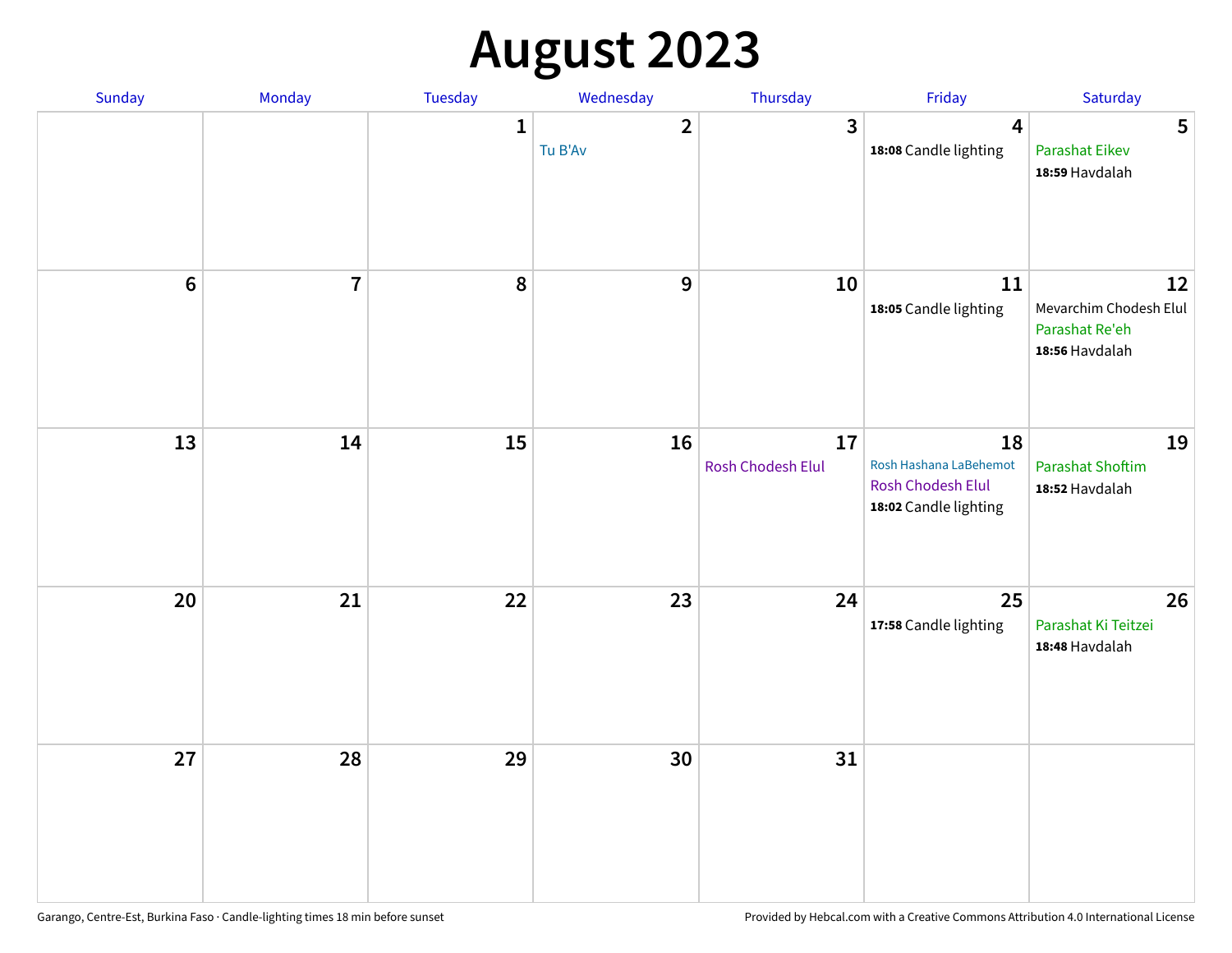# August 2023

| Sunday | Monday | Tuesday | Wednesday | Thursday | Friday | Saturday |
|---|---|---|---|---|---|---|
| | | 1 | 2<br>Tu B'Av | 3 | 4<br>**18:08** Candle lighting | 5<br>Parashat Eikev<br>**18:59** Havdalah |
| 6 | 7 | 8 | 9 | 10 | 11<br>**18:05** Candle lighting | 12<br>Mevarchim Chodesh Elul<br>Parashat Re'eh<br>**18:56** Havdalah |
| 13 | 14 | 15 | 16 | 17<br>Rosh Chodesh Elul | 18<br>Rosh Hashana LaBehemot<br>Rosh Chodesh Elul<br>**18:02** Candle lighting | 19<br>Parashat Shoftim<br>**18:52** Havdalah |
| 20 | 21 | 22 | 23 | 24 | 25<br>**17:58** Candle lighting | 26<br>Parashat Ki Teitzei<br>**18:48** Havdalah |
| 27 | 28 | 29 | 30 | 31 | | |

Garango, Centre-Est, Burkina Faso · Candle-lighting times 18 min before sunset

Provided by Hebcal.com with a Creative Commons Attribution 4.0 International License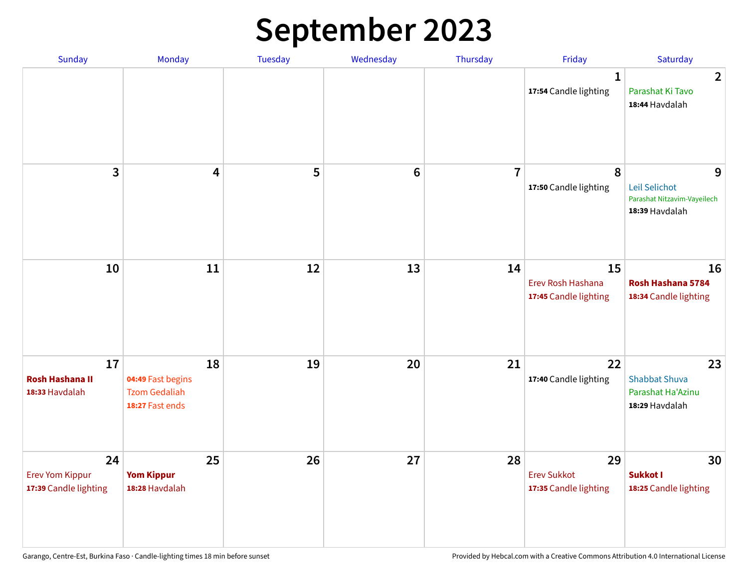# September 2023

| Sunday | Monday | Tuesday | Wednesday | Thursday | Friday | Saturday |
|---|---|---|---|---|---|---|
| | | | | | **1**<br>**17:54** Candle lighting | **2**<br>Parashat Ki Tavo<br>**18:44** Havdalah |
| **3** | **4** | **5** | **6** | **7** | **8**<br>**17:50** Candle lighting | **9**<br>Leil Selichot<br>Parashat Nitzavim-Vayeilech<br>**18:39** Havdalah |
| **10** | **11** | **12** | **13** | **14** | **15**<br>Erev Rosh Hashana<br>**17:45** Candle lighting | **16**<br>**Rosh Hashana 5784**<br>**18:34** Candle lighting |
| **17**<br>**Rosh Hashana II**<br>**18:33** Havdalah | **18**<br>**04:49** Fast begins<br>Tzom Gedaliah<br>**18:27** Fast ends | **19** | **20** | **21** | **22**<br>**17:40** Candle lighting | **23**<br>Shabbat Shuva<br>Parashat Ha'Azinu<br>**18:29** Havdalah |
| **24**<br>Erev Yom Kippur<br>**17:39** Candle lighting | **25**<br>**Yom Kippur**<br>**18:28** Havdalah | **26** | **27** | **28** | **29**<br>Erev Sukkot<br>**17:35** Candle lighting | **30**<br>**Sukkot I**<br>**18:25** Candle lighting |

Garango, Centre-Est, Burkina Faso · Candle-lighting times 18 min before sunset

Provided by Hebcal.com with a Creative Commons Attribution 4.0 International License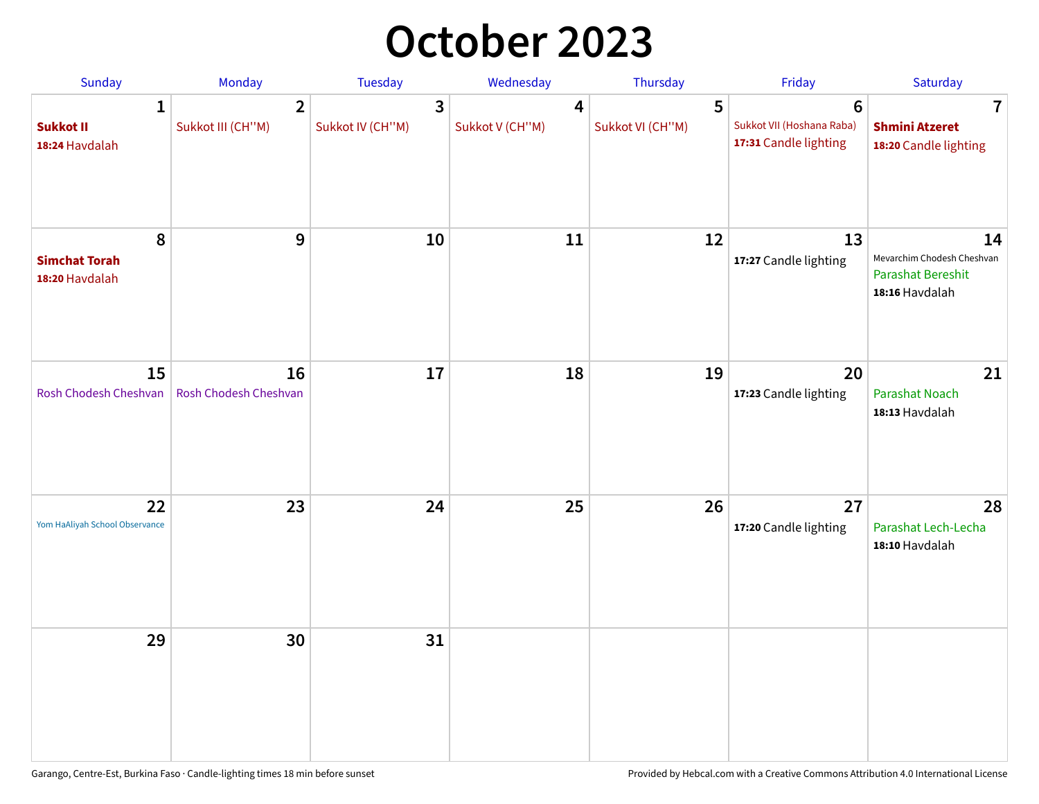# October 2023

| Sunday | Monday | Tuesday | Wednesday | Thursday | Friday | Saturday |
|---|---|---|---|---|---|---|
| 1<br>**Sukkot II**<br>**18:24** Havdalah | 2<br>Sukkot III (CH''M) | 3<br>Sukkot IV (CH''M) | 4<br>Sukkot V (CH''M) | 5<br>Sukkot VI (CH''M) | 6<br>Sukkot VII (Hoshana Raba)<br>**17:31** Candle lighting | 7<br>**Shmini Atzeret**<br>**18:20** Candle lighting |
| 8<br>**Simchat Torah**<br>**18:20** Havdalah | 9 | 10 | 11 | 12 | 13<br>**17:27** Candle lighting | 14<br>Mevarchim Chodesh Cheshvan<br>Parashat Bereshit<br>**18:16** Havdalah |
| 15<br>Rosh Chodesh Cheshvan | 16<br>Rosh Chodesh Cheshvan | 17 | 18 | 19 | 20<br>**17:23** Candle lighting | 21<br>Parashat Noach<br>**18:13** Havdalah |
| 22<br>Yom HaAliyah School Observance | 23 | 24 | 25 | 26 | 27<br>**17:20** Candle lighting | 28<br>Parashat Lech-Lecha<br>**18:10** Havdalah |
| 29 | 30 | 31 | | | | |

Garango, Centre-Est, Burkina Faso · Candle-lighting times 18 min before sunset

Provided by Hebcal.com with a Creative Commons Attribution 4.0 International License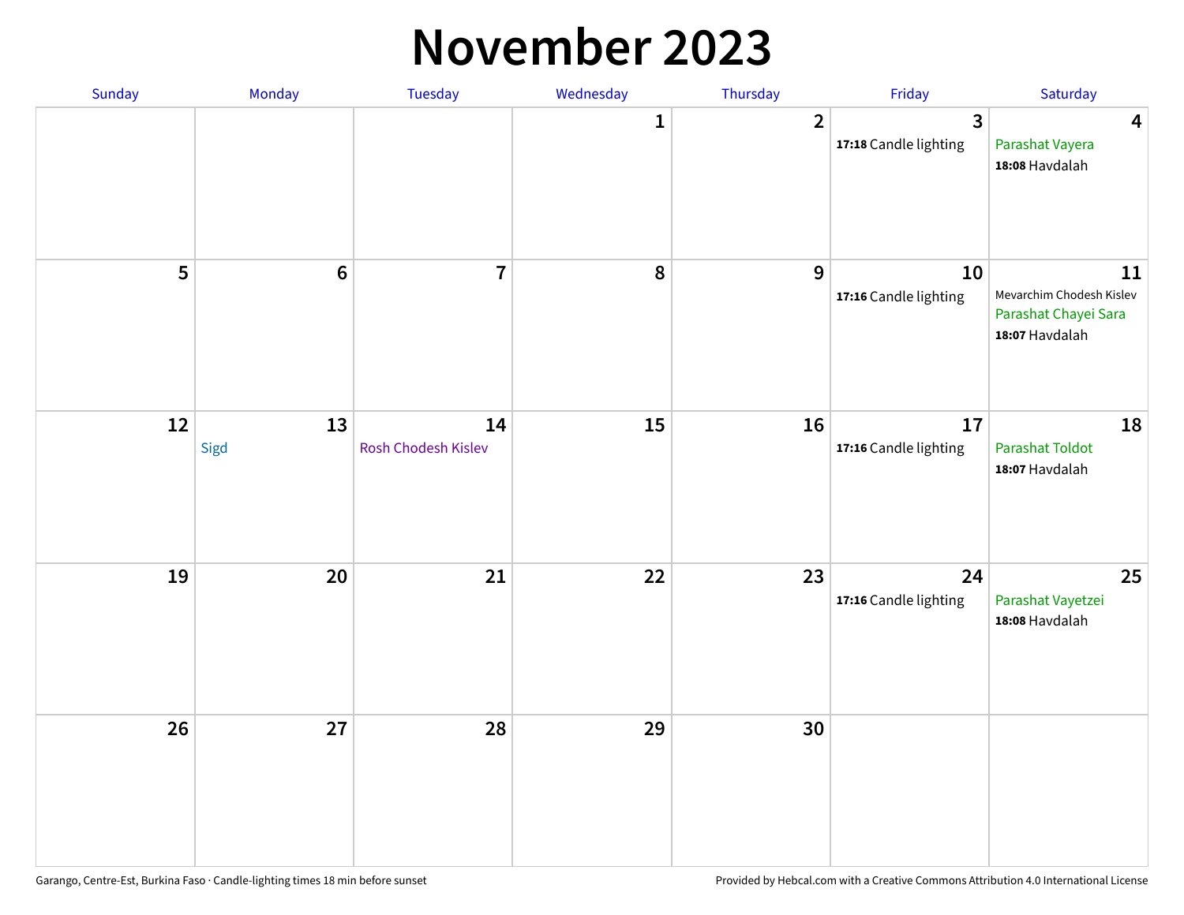# November 2023

| Sunday | Monday | Tuesday | Wednesday | Thursday | Friday | Saturday |
|---|---|---|---|---|---|---|
| | | | 1 | 2 | 3<br>**17:18** Candle lighting | 4<br>Parashat Vayera<br>**18:08** Havdalah |
| 5 | 6 | 7 | 8 | 9 | 10<br>**17:16** Candle lighting | 11<br>Mevarchim Chodesh Kislev<br>Parashat Chayei Sara<br>**18:07** Havdalah |
| 12 | 13<br>Sigd | 14<br>Rosh Chodesh Kislev | 15 | 16 | 17<br>**17:16** Candle lighting | 18<br>Parashat Toldot<br>**18:07** Havdalah |
| 19 | 20 | 21 | 22 | 23 | 24<br>**17:16** Candle lighting | 25<br>Parashat Vayetzei<br>**18:08** Havdalah |
| 26 | 27 | 28 | 29 | 30 | | |

Garango, Centre-Est, Burkina Faso · Candle-lighting times 18 min before sunset

Provided by Hebcal.com with a Creative Commons Attribution 4.0 International License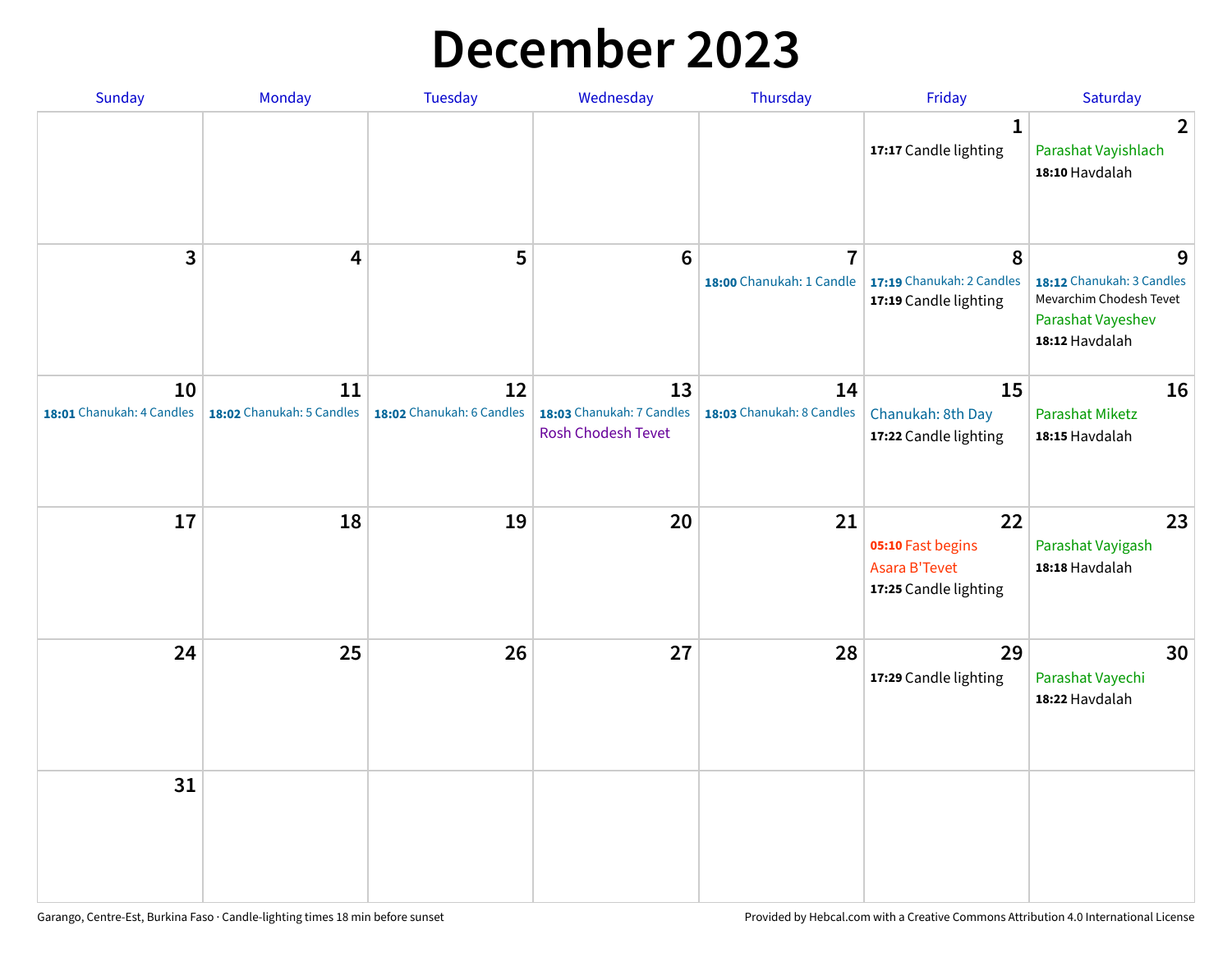# December 2023

| Sunday | Monday | Tuesday | Wednesday | Thursday | Friday | Saturday |
|---|---|---|---|---|---|---|
| | | | | | 1<br>**17:17** Candle lighting | 2<br>Parashat Vayishlach<br>**18:10** Havdalah |
| 3 | 4 | 5 | 6 | 7<br>**18:00** Chanukah: 1 Candle | 8<br>**17:19** Chanukah: 2 Candles<br>**17:19** Candle lighting | 9<br>**18:12** Chanukah: 3 Candles<br>Mevarchim Chodesh Tevet<br>Parashat Vayeshev<br>**18:12** Havdalah |
| 10<br>**18:01** Chanukah: 4 Candles | 11<br>**18:02** Chanukah: 5 Candles | 12<br>**18:02** Chanukah: 6 Candles | 13<br>**18:03** Chanukah: 7 Candles<br>Rosh Chodesh Tevet | 14<br>**18:03** Chanukah: 8 Candles | 15<br>Chanukah: 8th Day<br>**17:22** Candle lighting | 16<br>Parashat Miketz<br>**18:15** Havdalah |
| 17 | 18 | 19 | 20 | 21 | 22<br>**05:10** Fast begins<br>Asara B'Tevet<br>**17:25** Candle lighting | 23<br>Parashat Vayigash<br>**18:18** Havdalah |
| 24 | 25 | 26 | 27 | 28 | 29<br>**17:29** Candle lighting | 30<br>Parashat Vayechi<br>**18:22** Havdalah |
| 31 | | | | | | |

Garango, Centre-Est, Burkina Faso · Candle-lighting times 18 min before sunset

Provided by Hebcal.com with a Creative Commons Attribution 4.0 International License